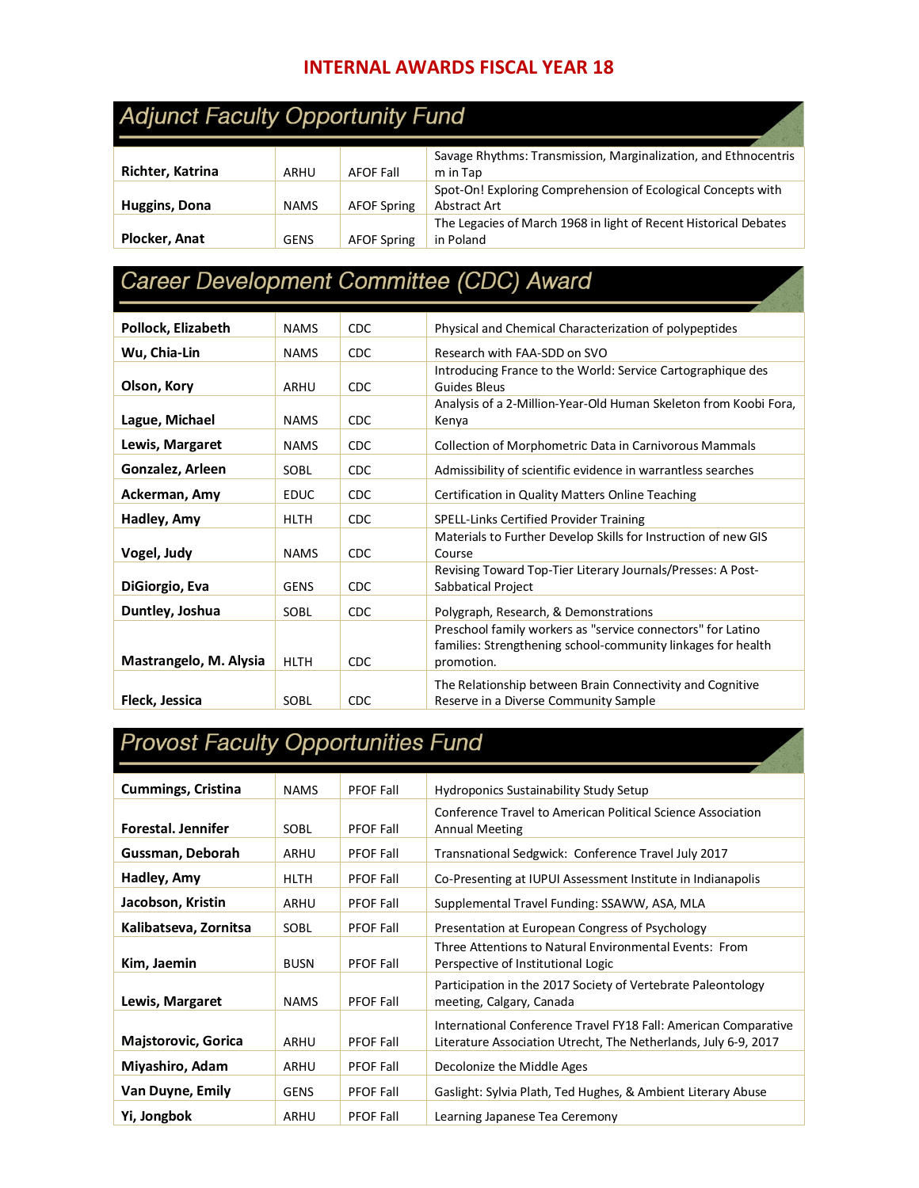# INTERNAL AWARDS FISCAL YEAR 18

## Adjunct Faculty Opportunity Fund

| | | | |
|---|---|---|---|
| **Richter, Katrina** | ARHU | AFOF Fall | Savage Rhythms: Transmission, Marginalization, and Ethnocentrism in Tap |
| **Huggins, Dona** | NAMS | AFOF Spring | Spot-On! Exploring Comprehension of Ecological Concepts with Abstract Art |
| **Plocker, Anat** | GENS | AFOF Spring | The Legacies of March 1968 in light of Recent Historical Debates in Poland |

## Career Development Committee (CDC) Award

| | | | |
|---|---|---|---|
| **Pollock, Elizabeth** | NAMS | CDC | Physical and Chemical Characterization of polypeptides |
| **Wu, Chia-Lin** | NAMS | CDC | Research with FAA-SDD on SVO |
| **Olson, Kory** | ARHU | CDC | Introducing France to the World: Service Cartographique des Guides Bleus |
| **Lague, Michael** | NAMS | CDC | Analysis of a 2-Million-Year-Old Human Skeleton from Koobi Fora, Kenya |
| **Lewis, Margaret** | NAMS | CDC | Collection of Morphometric Data in Carnivorous Mammals |
| **Gonzalez, Arleen** | SOBL | CDC | Admissibility of scientific evidence in warrantless searches |
| **Ackerman, Amy** | EDUC | CDC | Certification in Quality Matters Online Teaching |
| **Hadley, Amy** | HLTH | CDC | SPELL-Links Certified Provider Training |
| **Vogel, Judy** | NAMS | CDC | Materials to Further Develop Skills for Instruction of new GIS Course |
| **DiGiorgio, Eva** | GENS | CDC | Revising Toward Top-Tier Literary Journals/Presses: A Post-Sabbatical Project |
| **Duntley, Joshua** | SOBL | CDC | Polygraph, Research, & Demonstrations |
| **Mastrangelo, M. Alysia** | HLTH | CDC | Preschool family workers as "service connectors" for Latino families: Strengthening school-community linkages for health promotion. |
| **Fleck, Jessica** | SOBL | CDC | The Relationship between Brain Connectivity and Cognitive Reserve in a Diverse Community Sample |

## Provost Faculty Opportunities Fund

| | | | |
|---|---|---|---|
| **Cummings, Cristina** | NAMS | PFOF Fall | Hydroponics Sustainability Study Setup |
| **Forestal. Jennifer** | SOBL | PFOF Fall | Conference Travel to American Political Science Association Annual Meeting |
| **Gussman, Deborah** | ARHU | PFOF Fall | Transnational Sedgwick: Conference Travel July 2017 |
| **Hadley, Amy** | HLTH | PFOF Fall | Co-Presenting at IUPUI Assessment Institute in Indianapolis |
| **Jacobson, Kristin** | ARHU | PFOF Fall | Supplemental Travel Funding: SSAWW, ASA, MLA |
| **Kalibatseva, Zornitsa** | SOBL | PFOF Fall | Presentation at European Congress of Psychology |
| **Kim, Jaemin** | BUSN | PFOF Fall | Three Attentions to Natural Environmental Events: From Perspective of Institutional Logic |
| **Lewis, Margaret** | NAMS | PFOF Fall | Participation in the 2017 Society of Vertebrate Paleontology meeting, Calgary, Canada |
| **Majstorovic, Gorica** | ARHU | PFOF Fall | International Conference Travel FY18 Fall: American Comparative Literature Association Utrecht, The Netherlands, July 6-9, 2017 |
| **Miyashiro, Adam** | ARHU | PFOF Fall | Decolonize the Middle Ages |
| **Van Duyne, Emily** | GENS | PFOF Fall | Gaslight: Sylvia Plath, Ted Hughes, & Ambient Literary Abuse |
| **Yi, Jongbok** | ARHU | PFOF Fall | Learning Japanese Tea Ceremony |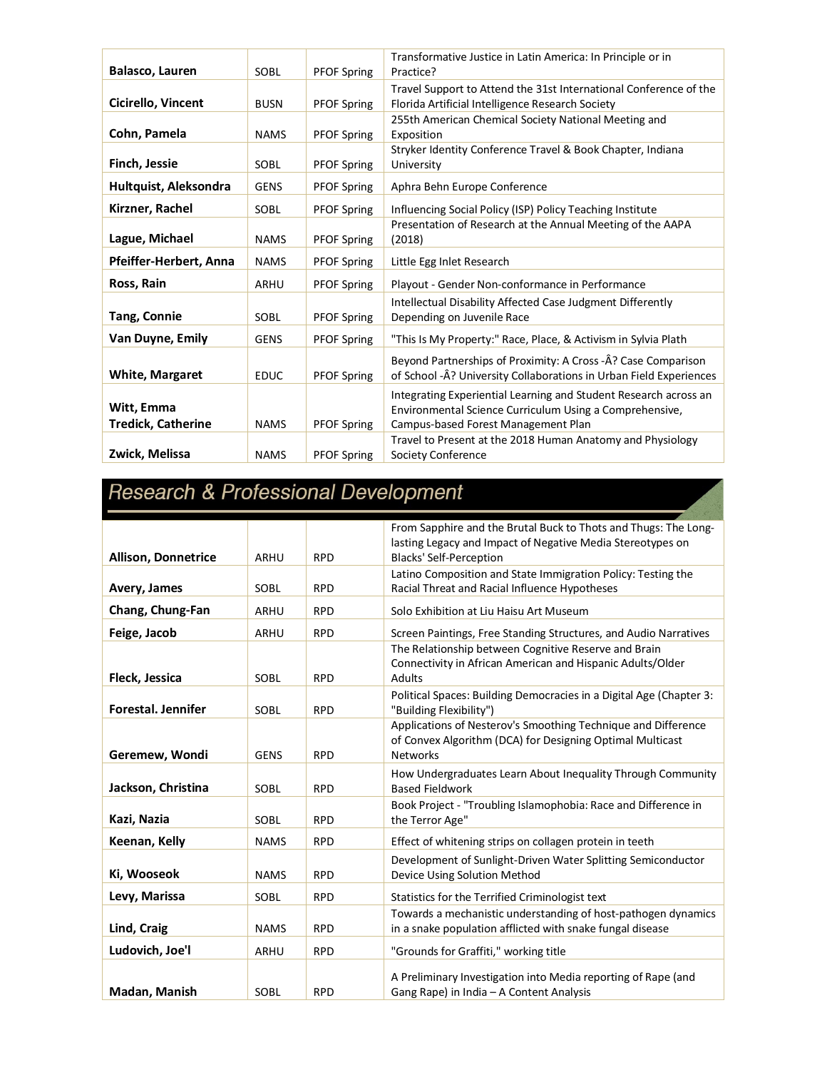| | | | |
|---|---|---|---|
| **Balasco, Lauren** | SOBL | PFOF Spring | Transformative Justice in Latin America: In Principle or in Practice? |
| **Cicirello, Vincent** | BUSN | PFOF Spring | Travel Support to Attend the 31st International Conference of the Florida Artificial Intelligence Research Society |
| **Cohn, Pamela** | NAMS | PFOF Spring | 255th American Chemical Society National Meeting and Exposition |
| **Finch, Jessie** | SOBL | PFOF Spring | Stryker Identity Conference Travel & Book Chapter, Indiana University |
| **Hultquist, Aleksondra** | GENS | PFOF Spring | Aphra Behn Europe Conference |
| **Kirzner, Rachel** | SOBL | PFOF Spring | Influencing Social Policy (ISP) Policy Teaching Institute |
| **Lague, Michael** | NAMS | PFOF Spring | Presentation of Research at the Annual Meeting of the AAPA (2018) |
| **Pfeiffer-Herbert, Anna** | NAMS | PFOF Spring | Little Egg Inlet Research |
| **Ross, Rain** | ARHU | PFOF Spring | Playout - Gender Non-conformance in Performance |
| **Tang, Connie** | SOBL | PFOF Spring | Intellectual Disability Affected Case Judgment Differently Depending on Juvenile Race |
| **Van Duyne, Emily** | GENS | PFOF Spring | "This Is My Property:" Race, Place, & Activism in Sylvia Plath |
| **White, Margaret** | EDUC | PFOF Spring | Beyond Partnerships of Proximity: A Cross -Â? Case Comparison of School -Â? University Collaborations in Urban Field Experiences |
| **Witt, Emma**<br>**Tredick, Catherine** | NAMS | PFOF Spring | Integrating Experiential Learning and Student Research across an Environmental Science Curriculum Using a Comprehensive, Campus-based Forest Management Plan |
| **Zwick, Melissa** | NAMS | PFOF Spring | Travel to Present at the 2018 Human Anatomy and Physiology Society Conference |

## Research & Professional Development

| | | | |
|---|---|---|---|
| **Allison, Donnetrice** | ARHU | RPD | From Sapphire and the Brutal Buck to Thots and Thugs: The Long-lasting Legacy and Impact of Negative Media Stereotypes on Blacks' Self-Perception |
| **Avery, James** | SOBL | RPD | Latino Composition and State Immigration Policy: Testing the Racial Threat and Racial Influence Hypotheses |
| **Chang, Chung-Fan** | ARHU | RPD | Solo Exhibition at Liu Haisu Art Museum |
| **Feige, Jacob** | ARHU | RPD | Screen Paintings, Free Standing Structures, and Audio Narratives |
| **Fleck, Jessica** | SOBL | RPD | The Relationship between Cognitive Reserve and Brain Connectivity in African American and Hispanic Adults/Older Adults |
| **Forestal. Jennifer** | SOBL | RPD | Political Spaces: Building Democracies in a Digital Age (Chapter 3: "Building Flexibility") |
| **Geremew, Wondi** | GENS | RPD | Applications of Nesterov's Smoothing Technique and Difference of Convex Algorithm (DCA) for Designing Optimal Multicast Networks |
| **Jackson, Christina** | SOBL | RPD | How Undergraduates Learn About Inequality Through Community Based Fieldwork |
| **Kazi, Nazia** | SOBL | RPD | Book Project - "Troubling Islamophobia: Race and Difference in the Terror Age" |
| **Keenan, Kelly** | NAMS | RPD | Effect of whitening strips on collagen protein in teeth |
| **Ki, Wooseok** | NAMS | RPD | Development of Sunlight-Driven Water Splitting Semiconductor Device Using Solution Method |
| **Levy, Marissa** | SOBL | RPD | Statistics for the Terrified Criminologist text |
| **Lind, Craig** | NAMS | RPD | Towards a mechanistic understanding of host-pathogen dynamics in a snake population afflicted with snake fungal disease |
| **Ludovich, Joe'l** | ARHU | RPD | "Grounds for Graffiti," working title |
| **Madan, Manish** | SOBL | RPD | A Preliminary Investigation into Media reporting of Rape (and Gang Rape) in India – A Content Analysis |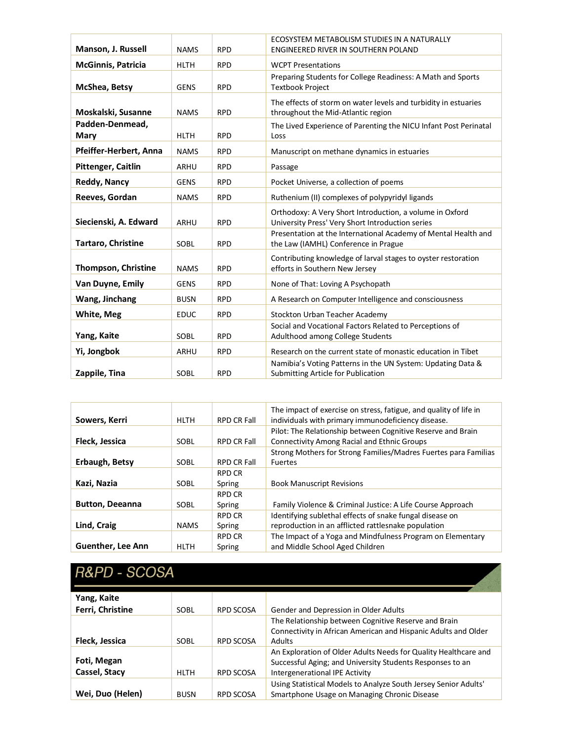| | | | |
|---|---|---|---|
| **Manson, J. Russell** | NAMS | RPD | ECOSYSTEM METABOLISM STUDIES IN A NATURALLY ENGINEERED RIVER IN SOUTHERN POLAND |
| **McGinnis, Patricia** | HLTH | RPD | WCPT Presentations |
| **McShea, Betsy** | GENS | RPD | Preparing Students for College Readiness: A Math and Sports Textbook Project |
| **Moskalski, Susanne** | NAMS | RPD | The effects of storm on water levels and turbidity in estuaries throughout the Mid-Atlantic region |
| **Padden-Denmead, Mary** | HLTH | RPD | The Lived Experience of Parenting the NICU Infant Post Perinatal Loss |
| **Pfeiffer-Herbert, Anna** | NAMS | RPD | Manuscript on methane dynamics in estuaries |
| **Pittenger, Caitlin** | ARHU | RPD | Passage |
| **Reddy, Nancy** | GENS | RPD | Pocket Universe, a collection of poems |
| **Reeves, Gordan** | NAMS | RPD | Ruthenium (II) complexes of polypyridyl ligands |
| **Siecienski, A. Edward** | ARHU | RPD | Orthodoxy: A Very Short Introduction, a volume in Oxford University Press' Very Short Introduction series |
| **Tartaro, Christine** | SOBL | RPD | Presentation at the International Academy of Mental Health and the Law (IAMHL) Conference in Prague |
| **Thompson, Christine** | NAMS | RPD | Contributing knowledge of larval stages to oyster restoration efforts in Southern New Jersey |
| **Van Duyne, Emily** | GENS | RPD | None of That: Loving A Psychopath |
| **Wang, Jinchang** | BUSN | RPD | A Research on Computer Intelligence and consciousness |
| **White, Meg** | EDUC | RPD | Stockton Urban Teacher Academy |
| **Yang, Kaite** | SOBL | RPD | Social and Vocational Factors Related to Perceptions of Adulthood among College Students |
| **Yi, Jongbok** | ARHU | RPD | Research on the current state of monastic education in Tibet |
| **Zappile, Tina** | SOBL | RPD | Namibia's Voting Patterns in the UN System: Updating Data & Submitting Article for Publication |

| | | | |
|---|---|---|---|
| **Sowers, Kerri** | HLTH | RPD CR Fall | The impact of exercise on stress, fatigue, and quality of life in individuals with primary immunodeficiency disease. |
| **Fleck, Jessica** | SOBL | RPD CR Fall | Pilot: The Relationship between Cognitive Reserve and Brain Connectivity Among Racial and Ethnic Groups |
| **Erbaugh, Betsy** | SOBL | RPD CR Fall | Strong Mothers for Strong Families/Madres Fuertes para Familias Fuertes |
| **Kazi, Nazia** | SOBL | RPD CR Spring | Book Manuscript Revisions |
| **Button, Deeanna** | SOBL | RPD CR Spring | Family Violence & Criminal Justice: A Life Course Approach |
| **Lind, Craig** | NAMS | RPD CR Spring | Identifying sublethal effects of snake fungal disease on reproduction in an afflicted rattlesnake population |
| **Guenther, Lee Ann** | HLTH | RPD CR Spring | The Impact of a Yoga and Mindfulness Program on Elementary and Middle School Aged Children |

## R&PD - SCOSA

| | | | |
|---|---|---|---|
| **Yang, Kaite**<br>**Ferri, Christine** | SOBL | RPD SCOSA | Gender and Depression in Older Adults |
| **Fleck, Jessica** | SOBL | RPD SCOSA | The Relationship between Cognitive Reserve and Brain Connectivity in African American and Hispanic Adults and Older Adults |
| **Foti, Megan**<br>**Cassel, Stacy** | HLTH | RPD SCOSA | An Exploration of Older Adults Needs for Quality Healthcare and Successful Aging; and University Students Responses to an Intergenerational IPE Activity |
| **Wei, Duo (Helen)** | BUSN | RPD SCOSA | Using Statistical Models to Analyze South Jersey Senior Adults' Smartphone Usage on Managing Chronic Disease |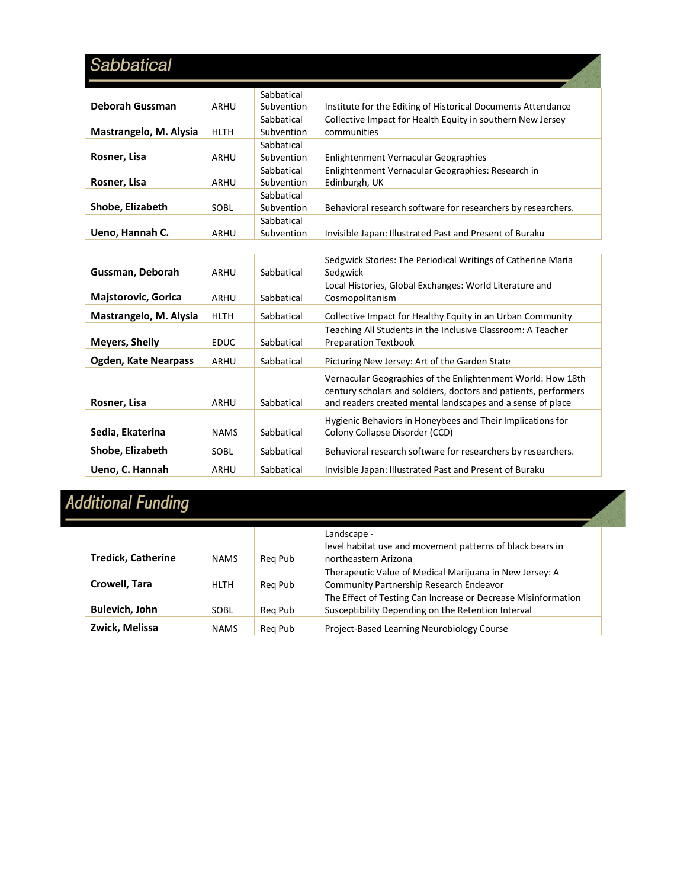## Sabbatical

| | | | |
|---|---|---|---|
| **Deborah Gussman** | ARHU | Sabbatical Subvention | Institute for the Editing of Historical Documents Attendance |
| **Mastrangelo, M. Alysia** | HLTH | Sabbatical Subvention | Collective Impact for Health Equity in southern New Jersey communities |
| **Rosner, Lisa** | ARHU | Sabbatical Subvention | Enlightenment Vernacular Geographies |
| **Rosner, Lisa** | ARHU | Sabbatical Subvention | Enlightenment Vernacular Geographies: Research in Edinburgh, UK |
| **Shobe, Elizabeth** | SOBL | Sabbatical Subvention | Behavioral research software for researchers by researchers. |
| **Ueno, Hannah C.** | ARHU | Sabbatical Subvention | Invisible Japan: Illustrated Past and Present of Buraku |

| | | | |
|---|---|---|---|
| **Gussman, Deborah** | ARHU | Sabbatical | Sedgwick Stories: The Periodical Writings of Catherine Maria Sedgwick |
| **Majstorovic, Gorica** | ARHU | Sabbatical | Local Histories, Global Exchanges: World Literature and Cosmopolitanism |
| **Mastrangelo, M. Alysia** | HLTH | Sabbatical | Collective Impact for Healthy Equity in an Urban Community |
| **Meyers, Shelly** | EDUC | Sabbatical | Teaching All Students in the Inclusive Classroom: A Teacher Preparation Textbook |
| **Ogden, Kate Nearpass** | ARHU | Sabbatical | Picturing New Jersey: Art of the Garden State |
| **Rosner, Lisa** | ARHU | Sabbatical | Vernacular Geographies of the Enlightenment World: How 18th century scholars and soldiers, doctors and patients, performers and readers created mental landscapes and a sense of place |
| **Sedia, Ekaterina** | NAMS | Sabbatical | Hygienic Behaviors in Honeybees and Their Implications for Colony Collapse Disorder (CCD) |
| **Shobe, Elizabeth** | SOBL | Sabbatical | Behavioral research software for researchers by researchers. |
| **Ueno, C. Hannah** | ARHU | Sabbatical | Invisible Japan: Illustrated Past and Present of Buraku |

## Additional Funding

| | | | |
|---|---|---|---|
| **Tredick, Catherine** | NAMS | Req Pub | Landscape - level habitat use and movement patterns of black bears in northeastern Arizona |
| **Crowell, Tara** | HLTH | Req Pub | Therapeutic Value of Medical Marijuana in New Jersey: A Community Partnership Research Endeavor |
| **Bulevich, John** | SOBL | Req Pub | The Effect of Testing Can Increase or Decrease Misinformation Susceptibility Depending on the Retention Interval |
| **Zwick, Melissa** | NAMS | Req Pub | Project-Based Learning Neurobiology Course |